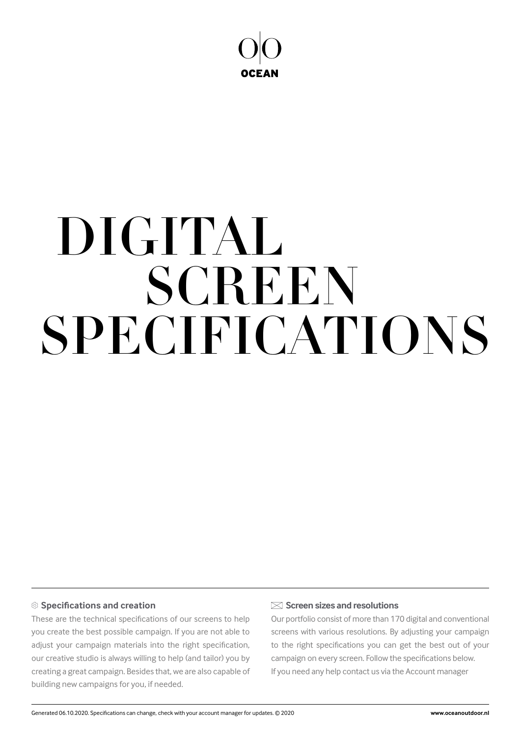O|O
**OCEAN**

# DIGITAL SCREEN SPECIFICATIONS

### Specifications and creation

These are the technical specifications of our screens to help you create the best possible campaign. If you are not able to adjust your campaign materials into the right specification, our creative studio is always willing to help (and tailor) you by creating a great campaign. Besides that, we are also capable of building new campaigns for you, if needed.

### Screen sizes and resolutions

Our portfolio consist of more than 170 digital and conventional screens with various resolutions. By adjusting your campaign to the right specifications you can get the best out of your campaign on every screen. Follow the specifications below.
If you need any help contact us via the Account manager

Generated 06.10.2020. Specifications can change, check with your account manager for updates. © 2020

**www.oceanoutdoor.nl**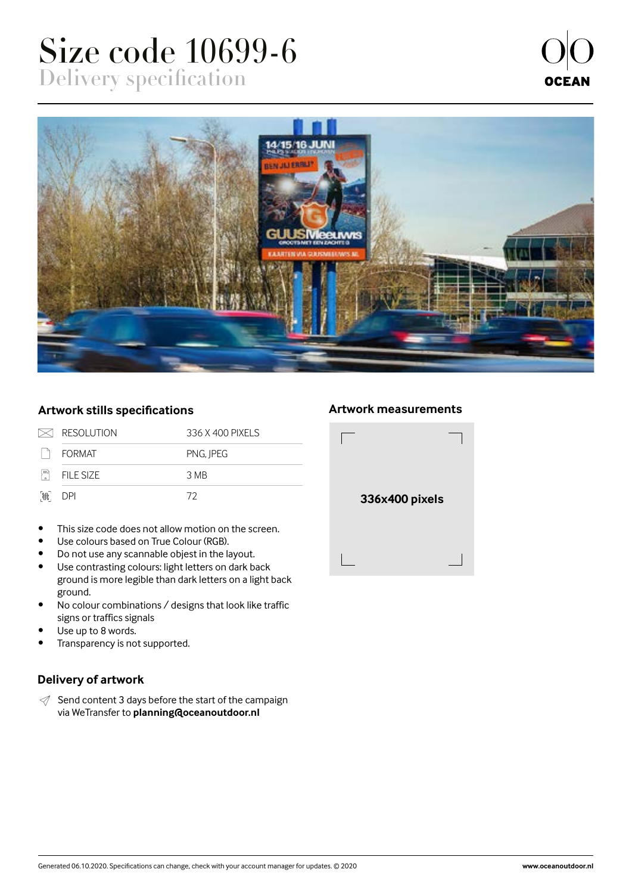# Size code 10699-6

## Delivery specification

OCEAN

### Artwork stills specifications

| | | |
|---|---|---|
| | RESOLUTION | 336 X 400 PIXELS |
| | FORMAT | PNG, JPEG |
| | FILE SIZE | 3 MB |
| | DPI | 72 |

- This size code does not allow motion on the screen.
- Use colours based on True Colour (RGB).
- Do not use any scannable objest in the layout.
- Use contrasting colours: light letters on dark back ground is more legible than dark letters on a light back ground.
- No colour combinations / designs that look like traffic signs or traffics signals
- Use up to 8 words.
- Transparency is not supported.

### Artwork measurements

**336x400 pixels**

### Delivery of artwork

Send content 3 days before the start of the campaign via WeTransfer to **planning@oceanoutdoor.nl**

Generated 06.10.2020. Specifications can change, check with your account manager for updates. © 2020

**www.oceanoutdoor.nl**